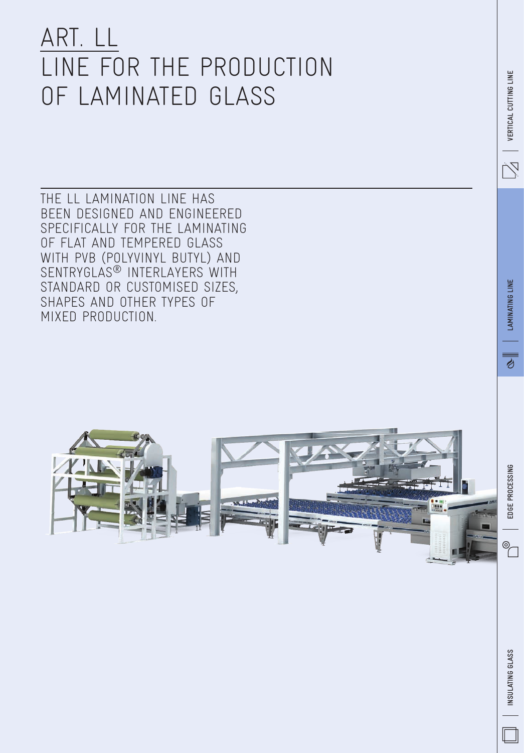# ART. LL
# LINE FOR THE PRODUCTION OF LAMINATED GLASS

THE LL LAMINATION LINE HAS BEEN DESIGNED AND ENGINEERED SPECIFICALLY FOR THE LAMINATING OF FLAT AND TEMPERED GLASS WITH PVB (POLYVINYL BUTYL) AND SENTRYGLAS® INTERLAYERS WITH STANDARD OR CUSTOMISED SIZES, SHAPES AND OTHER TYPES OF MIXED PRODUCTION.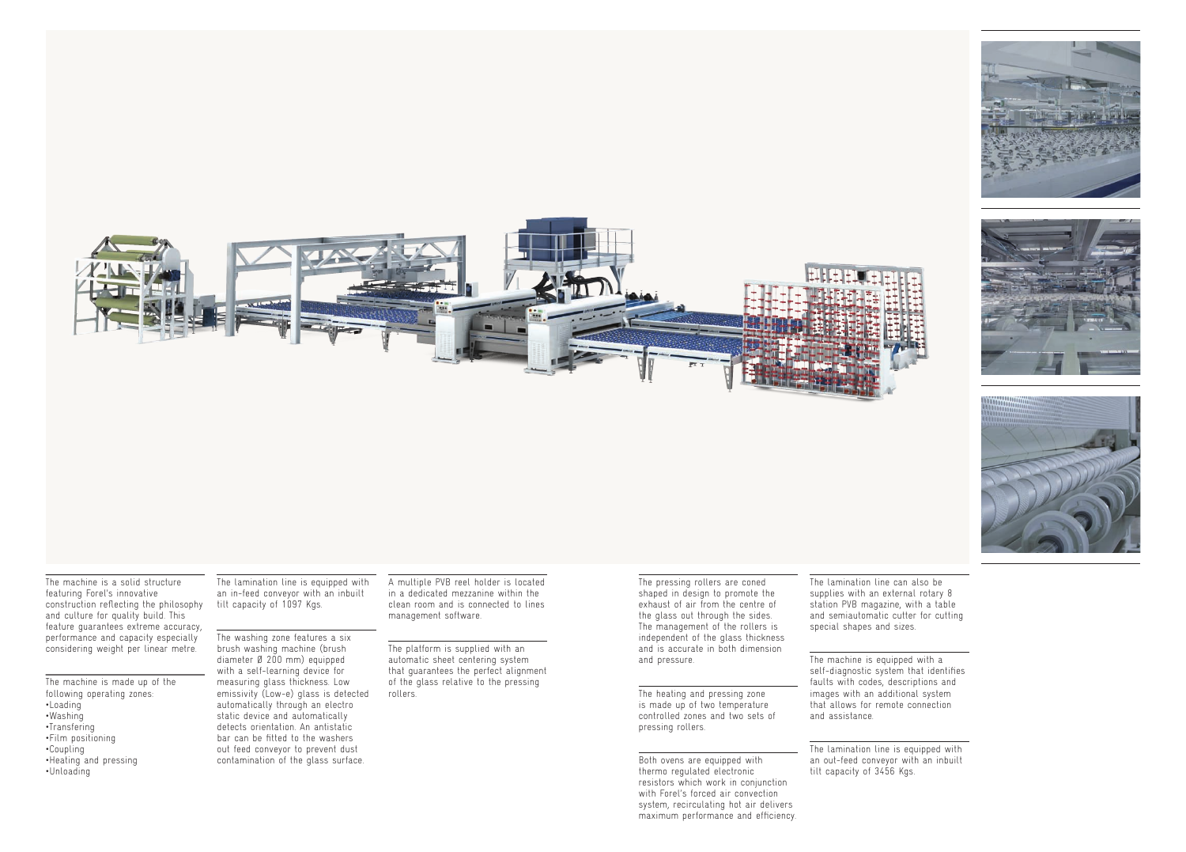The machine is a solid structure featuring Forel's innovative construction reflecting the philosophy and culture for quality build. This feature guarantees extreme accuracy, performance and capacity especially considering weight per linear metre.

The machine is made up of the following operating zones:

- Loading
- Washing
- Transfering
- Film positioning
- Coupling
- Heating and pressing
- Unloading

The lamination line is equipped with an in-feed conveyor with an inbuilt tilt capacity of 1097 Kgs.

The washing zone features a six brush washing machine (brush diameter Ø 200 mm) equipped with a self-learning device for measuring glass thickness. Low emissivity (Low-e) glass is detected automatically through an electro static device and automatically detects orientation. An antistatic bar can be fitted to the washers out feed conveyor to prevent dust contamination of the glass surface.

A multiple PVB reel holder is located in a dedicated mezzanine within the clean room and is connected to lines management software.

The platform is supplied with an automatic sheet centering system that guarantees the perfect alignment of the glass relative to the pressing rollers.

The pressing rollers are coned shaped in design to promote the exhaust of air from the centre of the glass out through the sides. The management of the rollers is independent of the glass thickness and is accurate in both dimension and pressure.

The heating and pressing zone is made up of two temperature controlled zones and two sets of pressing rollers.

Both ovens are equipped with thermo regulated electronic resistors which work in conjunction with Forel's forced air convection system, recirculating hot air delivers maximum performance and efficiency.

The lamination line can also be supplies with an external rotary 8 station PVB magazine, with a table and semiautomatic cutter for cutting special shapes and sizes.

The machine is equipped with a self-diagnostic system that identifies faults with codes, descriptions and images with an additional system that allows for remote connection and assistance.

The lamination line is equipped with an out-feed conveyor with an inbuilt tilt capacity of 3456 Kgs.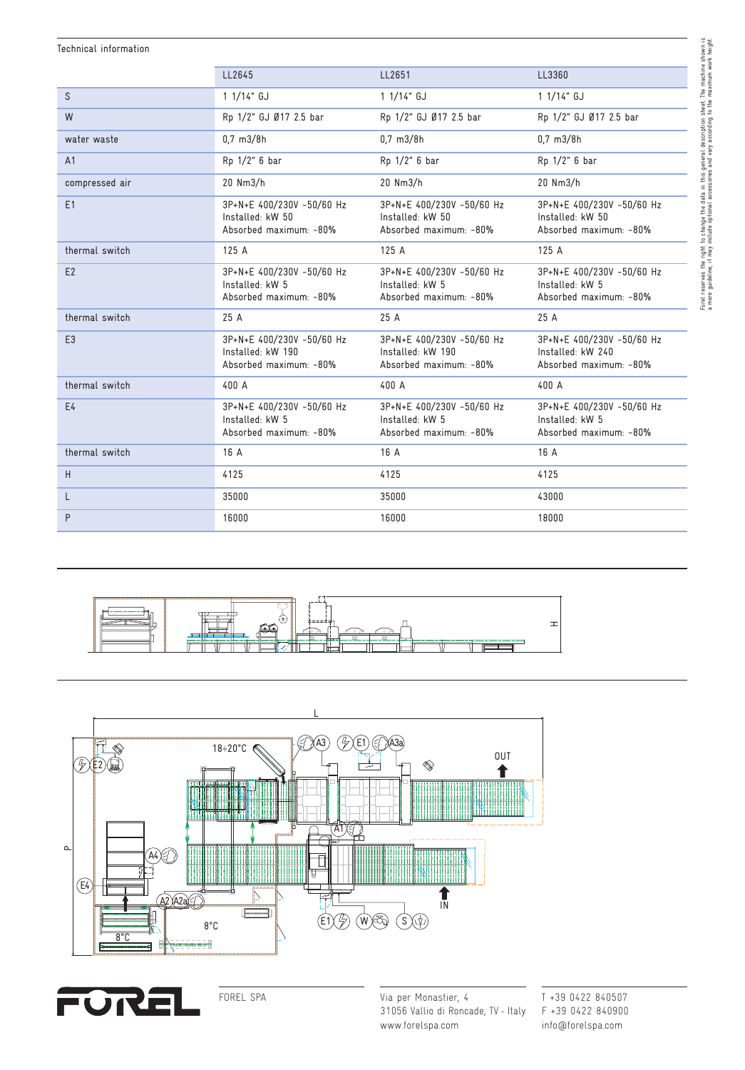Technical information

| | LL2645 | LL2651 | LL3360 |
|---|---|---|---|
| S | 1 1/14" GJ | 1 1/14" GJ | 1 1/14" GJ |
| W | Rp 1/2" GJ Ø17 2.5 bar | Rp 1/2" GJ Ø17 2.5 bar | Rp 1/2" GJ Ø17 2.5 bar |
| water waste | 0,7 m3/8h | 0,7 m3/8h | 0,7 m3/8h |
| A1 | Rp 1/2" 6 bar | Rp 1/2" 6 bar | Rp 1/2" 6 bar |
| compressed air | 20 Nm3/h | 20 Nm3/h | 20 Nm3/h |
| E1 | 3P+N+E 400/230V ~50/60 Hz<br>Installed: kW 50<br>Absorbed maximum: ~80% | 3P+N+E 400/230V ~50/60 Hz<br>Installed: kW 50<br>Absorbed maximum: ~80% | 3P+N+E 400/230V ~50/60 Hz<br>Installed: kW 50<br>Absorbed maximum: ~80% |
| thermal switch | 125 A | 125 A | 125 A |
| E2 | 3P+N+E 400/230V ~50/60 Hz<br>Installed: kW 5<br>Absorbed maximum: ~80% | 3P+N+E 400/230V ~50/60 Hz<br>Installed: kW 5<br>Absorbed maximum: ~80% | 3P+N+E 400/230V ~50/60 Hz<br>Installed: kW 5<br>Absorbed maximum: ~80% |
| thermal switch | 25 A | 25 A | 25 A |
| E3 | 3P+N+E 400/230V ~50/60 Hz<br>Installed: kW 190<br>Absorbed maximum: ~80% | 3P+N+E 400/230V ~50/60 Hz<br>Installed: kW 190<br>Absorbed maximum: ~80% | 3P+N+E 400/230V ~50/60 Hz<br>Installed: kW 240<br>Absorbed maximum: ~80% |
| thermal switch | 400 A | 400 A | 400 A |
| E4 | 3P+N+E 400/230V ~50/60 Hz<br>Installed: kW 5<br>Absorbed maximum: ~80% | 3P+N+E 400/230V ~50/60 Hz<br>Installed: kW 5<br>Absorbed maximum: ~80% | 3P+N+E 400/230V ~50/60 Hz<br>Installed: kW 5<br>Absorbed maximum: ~80% |
| thermal switch | 16 A | 16 A | 16 A |
| H | 4125 | 4125 | 4125 |
| L | 35000 | 35000 | 43000 |
| P | 16000 | 16000 | 18000 |

Forel reserves the right to change the data in this general description sheet. The machine shown is a mere guideline, it may include optional accessories and vary according to the maximum work height.

H

L

P

18÷20°C

A3 E1 A3a

OUT

E2

A1

A4

E4

A2 A2a

IN

8°C

8°C

E1 W S

FOREL SPA

Via per Monastier, 4
31056 Vallio di Roncade, TV - Italy
www.forelspa.com

T +39 0422 840507
F +39 0422 840900
info@forelspa.com